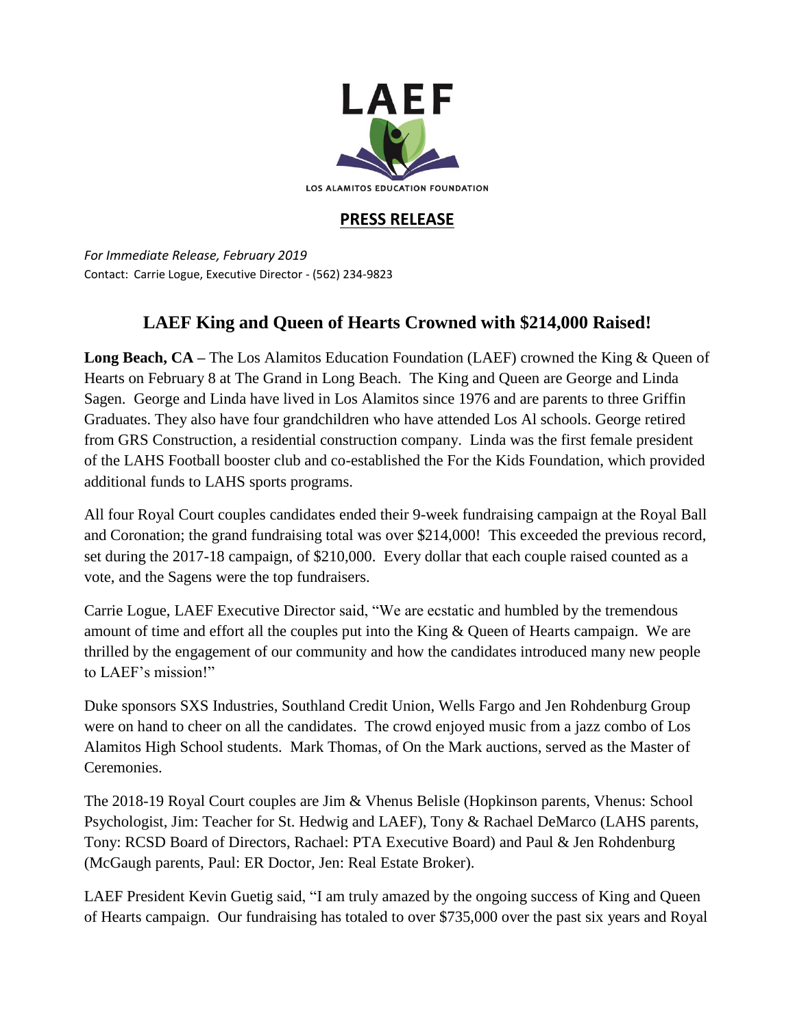LAEF

LOS ALAMITOS EDUCATION FOUNDATION

## PRESS RELEASE

*For Immediate Release, February 2019*
Contact: Carrie Logue, Executive Director - (562) 234-9823

# LAEF King and Queen of Hearts Crowned with $214,000 Raised!

**Long Beach, CA –** The Los Alamitos Education Foundation (LAEF) crowned the King & Queen of Hearts on February 8 at The Grand in Long Beach. The King and Queen are George and Linda Sagen. George and Linda have lived in Los Alamitos since 1976 and are parents to three Griffin Graduates. They also have four grandchildren who have attended Los Al schools. George retired from GRS Construction, a residential construction company. Linda was the first female president of the LAHS Football booster club and co-established the For the Kids Foundation, which provided additional funds to LAHS sports programs.

All four Royal Court couples candidates ended their 9-week fundraising campaign at the Royal Ball and Coronation; the grand fundraising total was over $214,000! This exceeded the previous record, set during the 2017-18 campaign, of $210,000. Every dollar that each couple raised counted as a vote, and the Sagens were the top fundraisers.

Carrie Logue, LAEF Executive Director said, "We are ecstatic and humbled by the tremendous amount of time and effort all the couples put into the King & Queen of Hearts campaign. We are thrilled by the engagement of our community and how the candidates introduced many new people to LAEF's mission!"

Duke sponsors SXS Industries, Southland Credit Union, Wells Fargo and Jen Rohdenburg Group were on hand to cheer on all the candidates. The crowd enjoyed music from a jazz combo of Los Alamitos High School students. Mark Thomas, of On the Mark auctions, served as the Master of Ceremonies.

The 2018-19 Royal Court couples are Jim & Vhenus Belisle (Hopkinson parents, Vhenus: School Psychologist, Jim: Teacher for St. Hedwig and LAEF), Tony & Rachael DeMarco (LAHS parents, Tony: RCSD Board of Directors, Rachael: PTA Executive Board) and Paul & Jen Rohdenburg (McGaugh parents, Paul: ER Doctor, Jen: Real Estate Broker).

LAEF President Kevin Guetig said, "I am truly amazed by the ongoing success of King and Queen of Hearts campaign. Our fundraising has totaled to over $735,000 over the past six years and Royal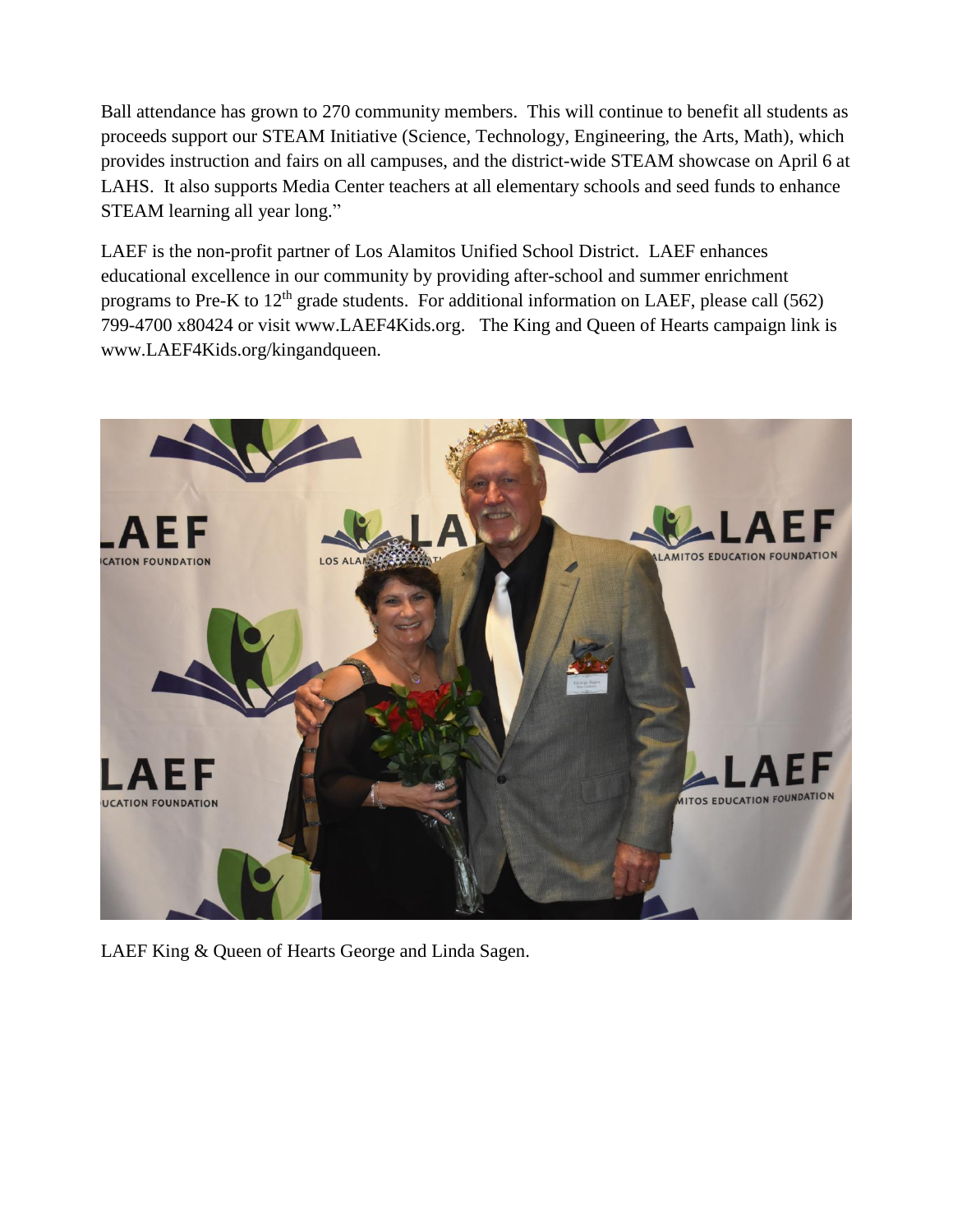Ball attendance has grown to 270 community members. This will continue to benefit all students as proceeds support our STEAM Initiative (Science, Technology, Engineering, the Arts, Math), which provides instruction and fairs on all campuses, and the district-wide STEAM showcase on April 6 at LAHS. It also supports Media Center teachers at all elementary schools and seed funds to enhance STEAM learning all year long."

LAEF is the non-profit partner of Los Alamitos Unified School District. LAEF enhances educational excellence in our community by providing after-school and summer enrichment programs to Pre-K to 12th grade students. For additional information on LAEF, please call (562) 799-4700 x80424 or visit www.LAEF4Kids.org. The King and Queen of Hearts campaign link is www.LAEF4Kids.org/kingandqueen.

LAEF King & Queen of Hearts George and Linda Sagen.